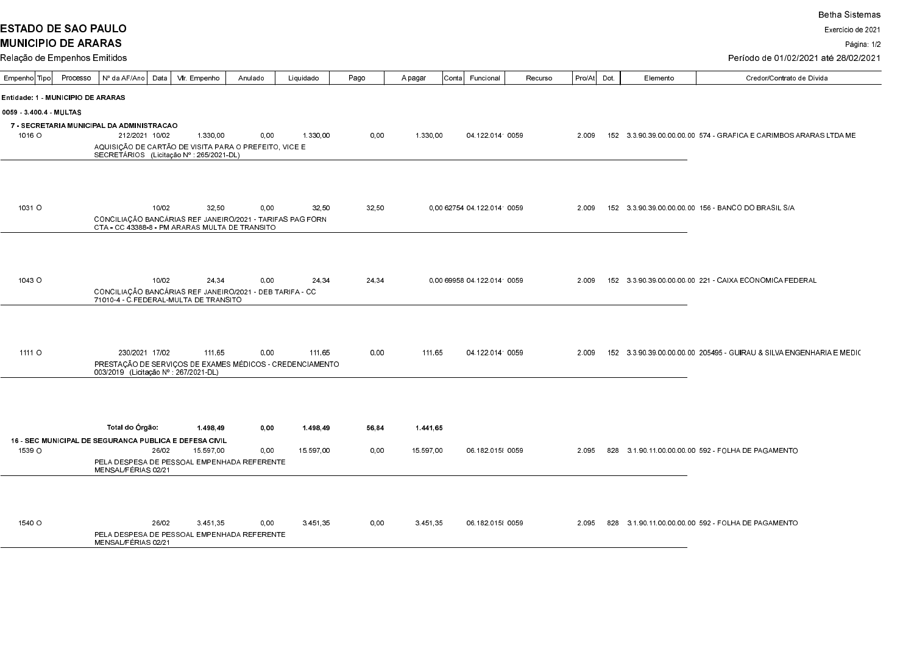**ESTADO DE SAO PAULO**

**MUNICIPIO DE ARARAS**

Relação de Empenhos Emitidos

Betha Sistemas

Exercício de 2021

Período de 01/02/2021 até 28/02/2021

| Empenho | Tipo | Processo | Nº da AF/Ano | Data | Vlr. Empenho | Anulado | Liquidado | Pago | A pagar | Conta | Funcional | Recurso | Pro/At | Dot. | Elemento | Credor/Contrato de Dívida |
|---|---|---|---|---|---|---|---|---|---|---|---|---|---|---|---|---|
| **Entidade: 1 - MUNICIPIO DE ARARAS** | | | | | | | | | | | | | | | | |
| **0059 - 3.400.4 - MULTAS** | | | | | | | | | | | | | | | | |
| **7 - SECRETARIA MUNICIPAL DA ADMINISTRACAO** | | | | | | | | | | | | | | | | |
| 1016 | O | | 212/2021 | 10/02 | 1.330,00 | 0,00 | 1.330,00 | 0,00 | 1.330,00 | | 04.122.014 | 0059 | 2.009 | 152 | 3.3.90.39.00.00.00.00 | 574 - GRAFICA E CARIMBOS ARARAS LTDA ME |
| | | | AQUISIÇÃO DE CARTÃO DE VISITA PARA O PREFEITO, VICE E SECRETÁRIOS (Licitação Nº : 265/2021-DL) | | | | | | | | | | | | | |
| 1031 | O | | | 10/02 | 32,50 | 0,00 | 32,50 | 32,50 | 0,00 | 62754 | 04.122.014 | 0059 | 2.009 | 152 | 3.3.90.39.00.00.00.00 | 156 - BANCO DO BRASIL S/A |
| | | | CONCILIAÇÃO BANCÁRIAS REF JANEIRO/2021 - TARIFAS PAG FORN CTA - CC 43388-8 - PM ARARAS MULTA DE TRANSITO | | | | | | | | | | | | | |
| 1043 | O | | | 10/02 | 24,34 | 0,00 | 24,34 | 24,34 | 0,00 | 69958 | 04.122.014 | 0059 | 2.009 | 152 | 3.3.90.39.00.00.00.00 | 221 - CAIXA ECONOMICA FEDERAL |
| | | | CONCILIAÇÃO BANCÁRIAS REF JANEIRO/2021 - DEB TARIFA - CC 71010-4 - C.FEDERAL-MULTA DE TRANSITO | | | | | | | | | | | | | |
| 1111 | O | | 230/2021 | 17/02 | 111,65 | 0,00 | 111,65 | 0,00 | 111,65 | | 04.122.014 | 0059 | 2.009 | 152 | 3.3.90.39.00.00.00.00 | 205495 - GUIRAU & SILVA ENGENHARIA E MEDIC |
| | | | PRESTAÇÃO DE SERVIÇOS DE EXAMES MÉDICOS - CREDENCIAMENTO 003/2019 (Licitação Nº : 267/2021-DL) | | | | | | | | | | | | | |
| | | | **Total do Órgão:** | | **1.498,49** | **0,00** | **1.498,49** | **56,84** | **1.441,65** | | | | | | | |
| **16 - SEC MUNICIPAL DE SEGURANCA PUBLICA E DEFESA CIVIL** | | | | | | | | | | | | | | | | |
| 1539 | O | | | 26/02 | 15.597,00 | 0,00 | 15.597,00 | 0,00 | 15.597,00 | | 06.182.015 | 0059 | 2.095 | 828 | 3.1.90.11.00.00.00.00 | 592 - FOLHA DE PAGAMENTO |
| | | | PELA DESPESA DE PESSOAL EMPENHADA REFERENTE MENSAL/FÉRIAS 02/21 | | | | | | | | | | | | | |
| 1540 | O | | | 26/02 | 3.451,35 | 0,00 | 3.451,35 | 0,00 | 3.451,35 | | 06.182.015 | 0059 | 2.095 | 828 | 3.1.90.11.00.00.00.00 | 592 - FOLHA DE PAGAMENTO |
| | | | PELA DESPESA DE PESSOAL EMPENHADA REFERENTE MENSAL/FÉRIAS 02/21 | | | | | | | | | | | | | |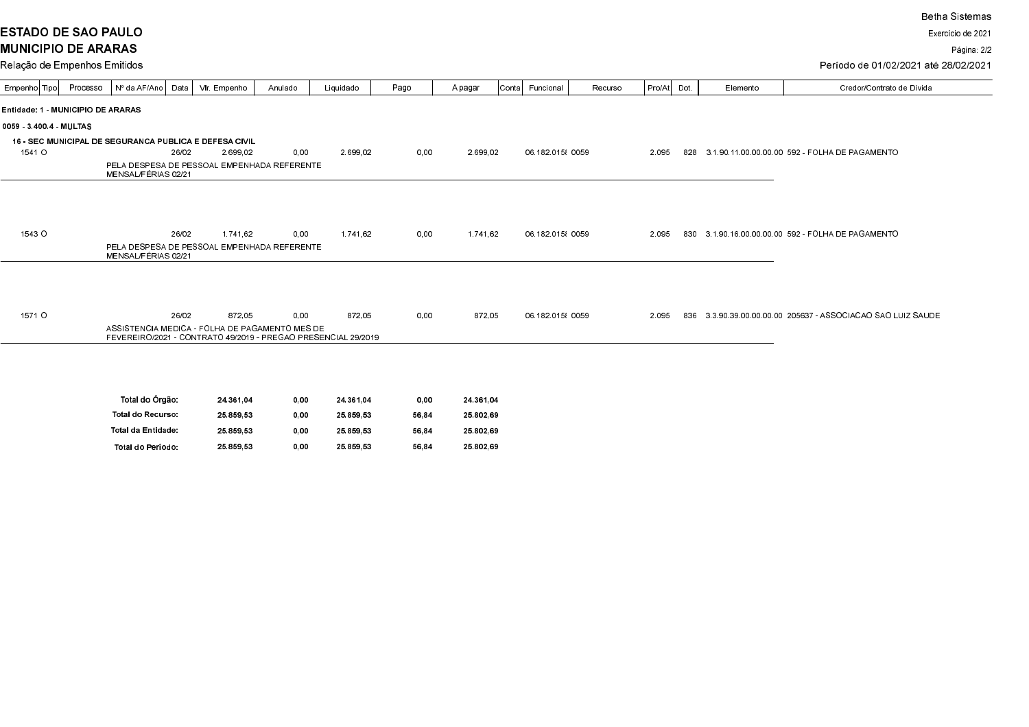**ESTADO DE SAO PAULO**
**MUNICIPIO DE ARARAS**
Relação de Empenhos Emitidos

Betha Sistemas
Exercício de 2021
Período de 01/02/2021 até 28/02/2021

| Empenho | Tipo | Processo | Nº da AF/Ano | Data | Vlr. Empenho | Anulado | Liquidado | Pago | A pagar | Conta | Funcional | Recurso | Pro/At | Dot. | Elemento | Credor/Contrato de Dívida |
|---|---|---|---|---|---|---|---|---|---|---|---|---|---|---|---|---|
| **Entidade: 1 - MUNICIPIO DE ARARAS** | | | | | | | | | | | | | | | | |
| **0059 - 3.400.4 - MULTAS** | | | | | | | | | | | | | | | | |
| **16 - SEC MUNICIPAL DE SEGURANCA PUBLICA E DEFESA CIVIL** | | | | | | | | | | | | | | | | |
| 1541 | O | | | 26/02 | 2.699,02 | 0,00 | 2.699,02 | 0,00 | 2.699,02 | | 06.182.0158 | 0059 | 2.095 | 828 | 3.1.90.11.00.00.00.00 | 592 - FOLHA DE PAGAMENTO |
| | | | PELA DESPESA DE PESSOAL EMPENHADA REFERENTE MENSAL/FÉRIAS 02/21 | | | | | | | | | | | | | |
| 1543 | O | | | 26/02 | 1.741,62 | 0,00 | 1.741,62 | 0,00 | 1.741,62 | | 06.182.0158 | 0059 | 2.095 | 830 | 3.1.90.16.00.00.00.00 | 592 - FOLHA DE PAGAMENTO |
| | | | PELA DESPESA DE PESSOAL EMPENHADA REFERENTE MENSAL/FÉRIAS 02/21 | | | | | | | | | | | | | |
| 1571 | O | | | 26/02 | 872,05 | 0,00 | 872,05 | 0,00 | 872,05 | | 06.182.0158 | 0059 | 2.095 | 836 | 3.3.90.39.00.00.00.00 | 205637 - ASSOCIACAO SAO LUIZ SAUDE |
| | | | ASSISTENCIA MEDICA - FOLHA DE PAGAMENTO MES DE FEVEREIRO/2021 - CONTRATO 49/2019 - PREGAO PRESENCIAL 29/2019 | | | | | | | | | | | | | |
| | | | **Total do Órgão:** | | **24.361,04** | **0,00** | **24.361,04** | **0,00** | **24.361,04** | | | | | | | |
| | | | **Total do Recurso:** | | **25.859,53** | **0,00** | **25.859,53** | **56,84** | **25.802,69** | | | | | | | |
| | | | **Total da Entidade:** | | **25.859,53** | **0,00** | **25.859,53** | **56,84** | **25.802,69** | | | | | | | |
| | | | **Total do Período:** | | **25.859,53** | **0,00** | **25.859,53** | **56,84** | **25.802,69** | | | | | | | |